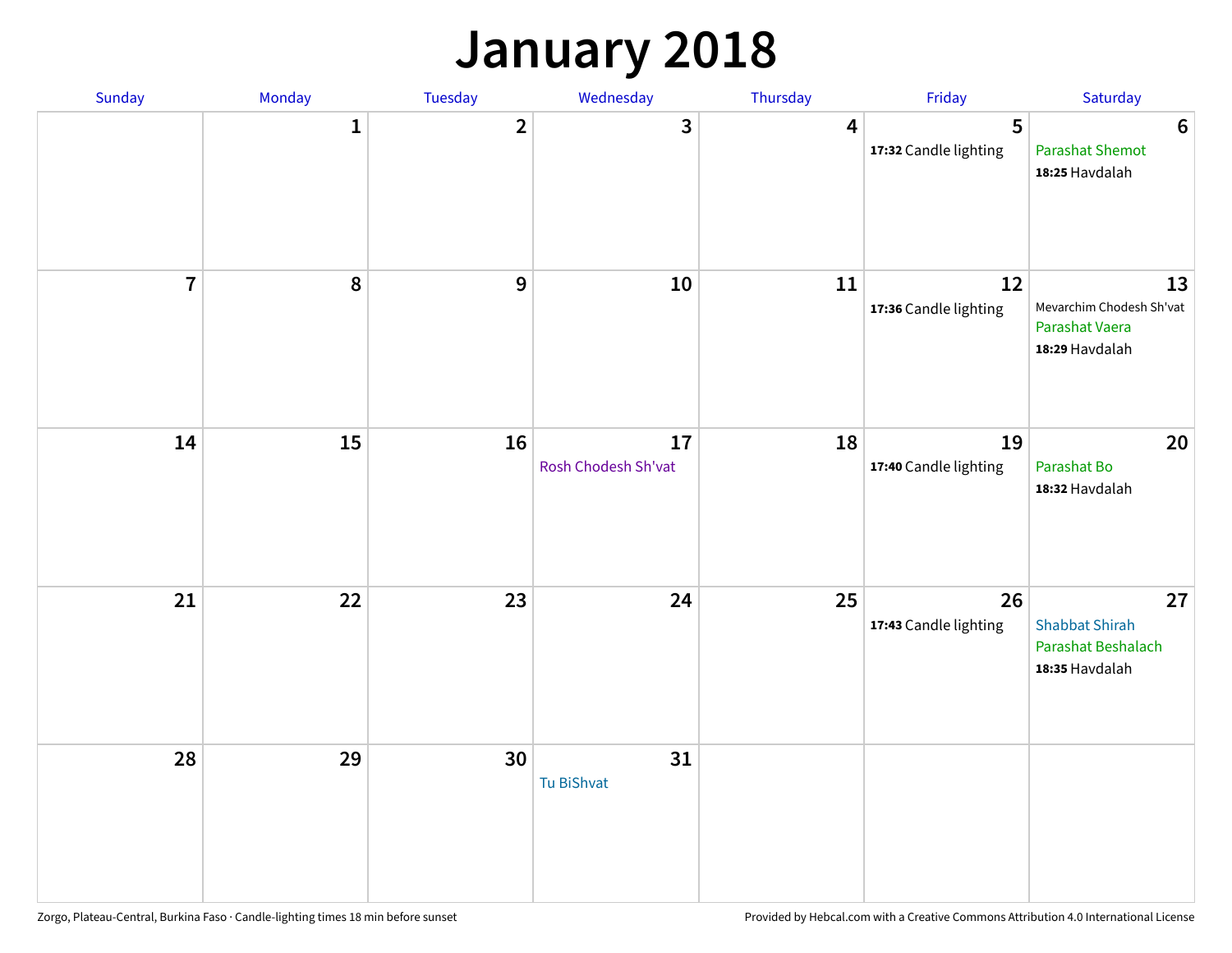# January 2018

| Sunday | Monday | Tuesday | Wednesday | Thursday | Friday | Saturday |
|---|---|---|---|---|---|---|
| | 1 | 2 | 3 | 4 | 5<br>**17:32** Candle lighting | 6<br>Parashat Shemot<br>**18:25** Havdalah |
| 7 | 8 | 9 | 10 | 11 | 12<br>**17:36** Candle lighting | 13<br>Mevarchim Chodesh Sh'vat<br>Parashat Vaera<br>**18:29** Havdalah |
| 14 | 15 | 16 | 17<br>Rosh Chodesh Sh'vat | 18 | 19<br>**17:40** Candle lighting | 20<br>Parashat Bo<br>**18:32** Havdalah |
| 21 | 22 | 23 | 24 | 25 | 26<br>**17:43** Candle lighting | 27<br>Shabbat Shirah<br>Parashat Beshalach<br>**18:35** Havdalah |
| 28 | 29 | 30 | 31<br>Tu BiShvat | | | |

Zorgo, Plateau-Central, Burkina Faso · Candle-lighting times 18 min before sunset

Provided by Hebcal.com with a Creative Commons Attribution 4.0 International License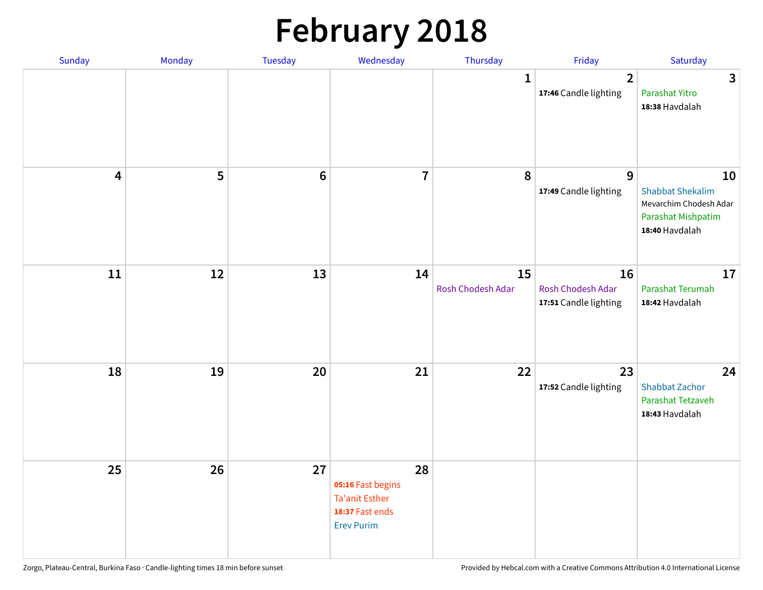# February 2018

| Sunday | Monday | Tuesday | Wednesday | Thursday | Friday | Saturday |
|---|---|---|---|---|---|---|
| | | | | 1 | 2<br>**17:46** Candle lighting | 3<br>Parashat Yitro<br>**18:38** Havdalah |
| 4 | 5 | 6 | 7 | 8 | 9<br>**17:49** Candle lighting | 10<br>Shabbat Shekalim<br>Mevarchim Chodesh Adar<br>Parashat Mishpatim<br>**18:40** Havdalah |
| 11 | 12 | 13 | 14 | 15<br>Rosh Chodesh Adar | 16<br>Rosh Chodesh Adar<br>**17:51** Candle lighting | 17<br>Parashat Terumah<br>**18:42** Havdalah |
| 18 | 19 | 20 | 21 | 22 | 23<br>**17:52** Candle lighting | 24<br>Shabbat Zachor<br>Parashat Tetzaveh<br>**18:43** Havdalah |
| 25 | 26 | 27 | 28<br>**05:16** Fast begins<br>Ta'anit Esther<br>**18:37** Fast ends<br>Erev Purim | | | |

Zorgo, Plateau-Central, Burkina Faso · Candle-lighting times 18 min before sunset

Provided by Hebcal.com with a Creative Commons Attribution 4.0 International License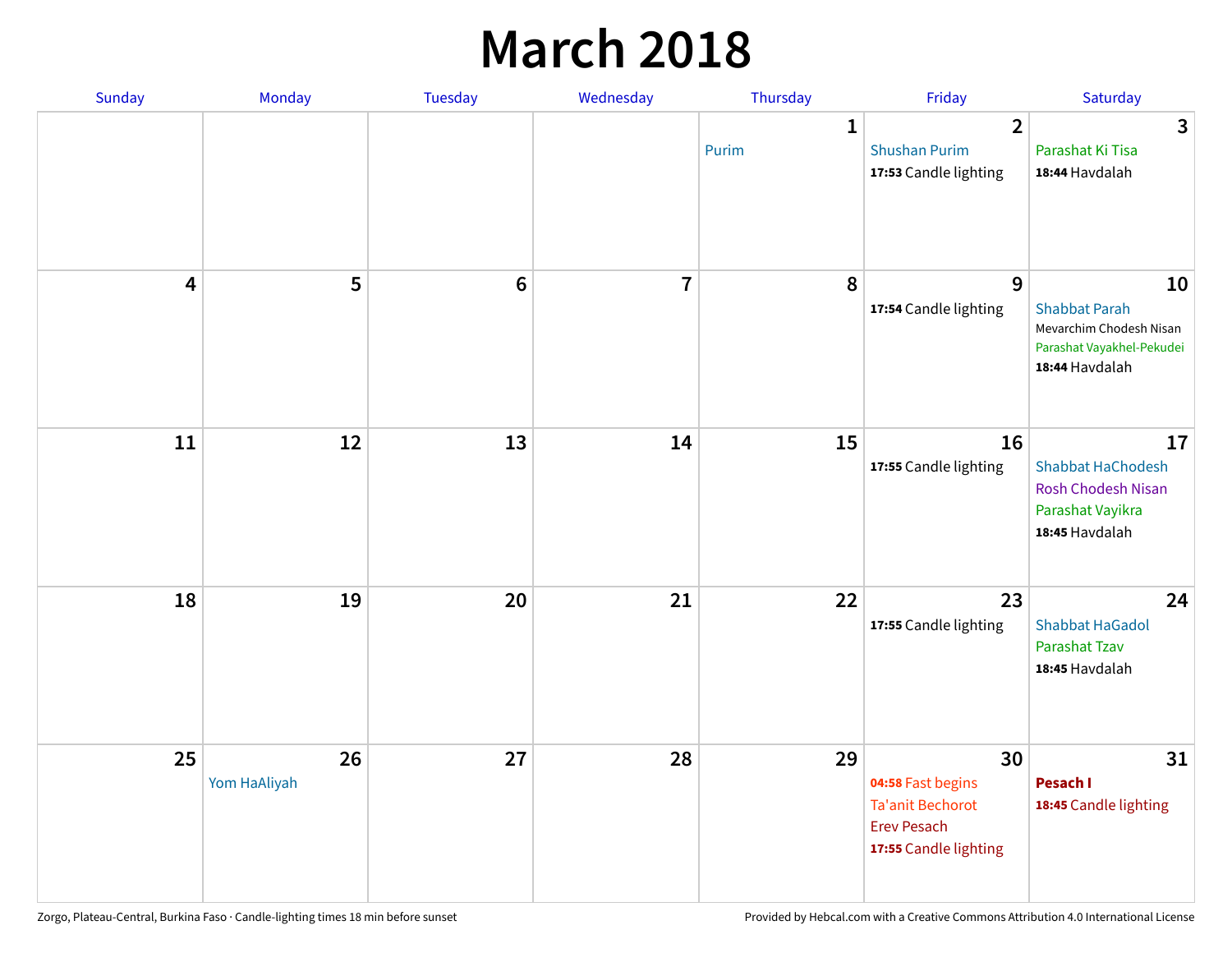# March 2018

| Sunday | Monday | Tuesday | Wednesday | Thursday | Friday | Saturday |
|---|---|---|---|---|---|---|
| | | | | 1<br>Purim | 2<br>Shushan Purim<br>**17:53** Candle lighting | 3<br>Parashat Ki Tisa<br>**18:44** Havdalah |
| 4 | 5 | 6 | 7 | 8 | 9<br>**17:54** Candle lighting | 10<br>Shabbat Parah<br>Mevarchim Chodesh Nisan<br>Parashat Vayakhel-Pekudei<br>**18:44** Havdalah |
| 11 | 12 | 13 | 14 | 15 | 16<br>**17:55** Candle lighting | 17<br>Shabbat HaChodesh<br>Rosh Chodesh Nisan<br>Parashat Vayikra<br>**18:45** Havdalah |
| 18 | 19 | 20 | 21 | 22 | 23<br>**17:55** Candle lighting | 24<br>Shabbat HaGadol<br>Parashat Tzav<br>**18:45** Havdalah |
| 25 | 26<br>Yom HaAliyah | 27 | 28 | 29 | 30<br>**04:58** Fast begins<br>Ta'anit Bechorot<br>Erev Pesach<br>**17:55** Candle lighting | 31<br>**Pesach I**<br>**18:45** Candle lighting |

Zorgo, Plateau-Central, Burkina Faso · Candle-lighting times 18 min before sunset

Provided by Hebcal.com with a Creative Commons Attribution 4.0 International License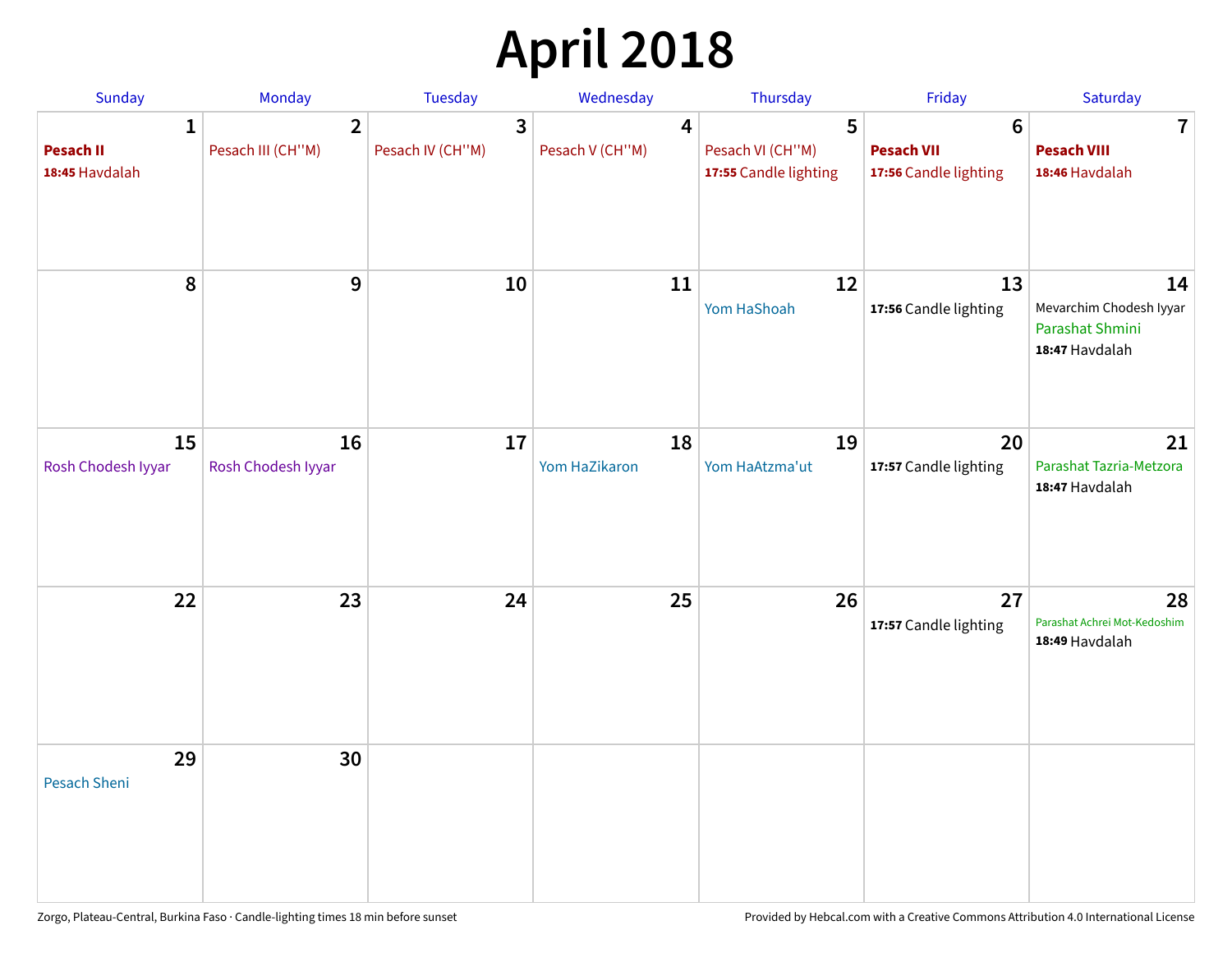# April 2018

| Sunday | Monday | Tuesday | Wednesday | Thursday | Friday | Saturday |
|---|---|---|---|---|---|---|
| **1**<br>**Pesach II**<br>**18:45** Havdalah | **2**<br>Pesach III (CH''M) | **3**<br>Pesach IV (CH''M) | **4**<br>Pesach V (CH''M) | **5**<br>Pesach VI (CH''M)<br>**17:55** Candle lighting | **6**<br>**Pesach VII**<br>**17:56** Candle lighting | **7**<br>**Pesach VIII**<br>**18:46** Havdalah |
| **8** | **9** | **10** | **11** | **12**<br>Yom HaShoah | **13**<br>**17:56** Candle lighting | **14**<br>Mevarchim Chodesh Iyyar<br>Parashat Shmini<br>**18:47** Havdalah |
| **15**<br>Rosh Chodesh Iyyar | **16**<br>Rosh Chodesh Iyyar | **17** | **18**<br>Yom HaZikaron | **19**<br>Yom HaAtzma'ut | **20**<br>**17:57** Candle lighting | **21**<br>Parashat Tazria-Metzora<br>**18:47** Havdalah |
| **22** | **23** | **24** | **25** | **26** | **27**<br>**17:57** Candle lighting | **28**<br>Parashat Achrei Mot-Kedoshim<br>**18:49** Havdalah |
| **29**<br>Pesach Sheni | **30** | | | | | |

Zorgo, Plateau-Central, Burkina Faso · Candle-lighting times 18 min before sunset

Provided by Hebcal.com with a Creative Commons Attribution 4.0 International License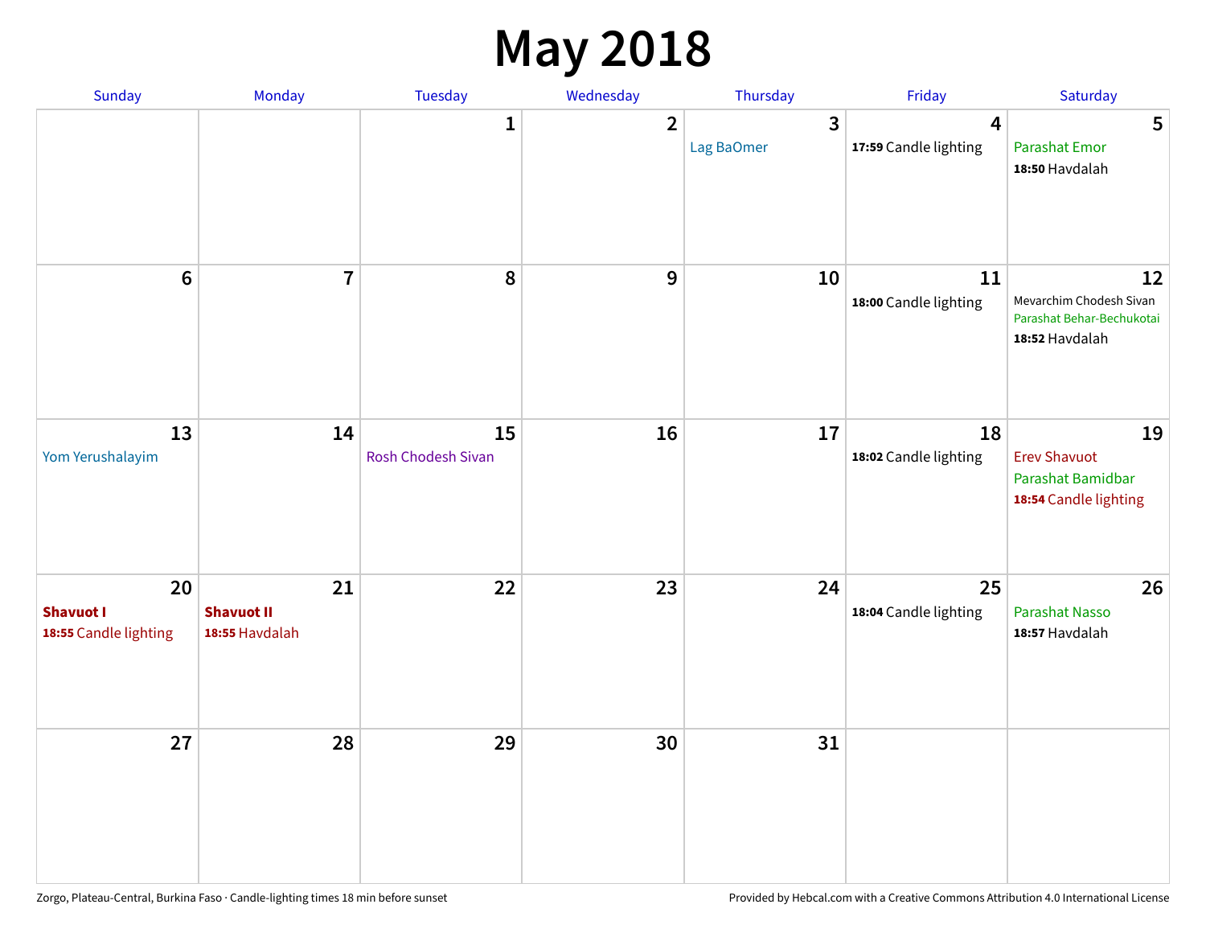# May 2018

| Sunday | Monday | Tuesday | Wednesday | Thursday | Friday | Saturday |
|---|---|---|---|---|---|---|
| | | 1 | 2 | 3<br>Lag BaOmer | 4<br>**17:59** Candle lighting | 5<br>Parashat Emor<br>**18:50** Havdalah |
| 6 | 7 | 8 | 9 | 10 | 11<br>**18:00** Candle lighting | 12<br>Mevarchim Chodesh Sivan<br>Parashat Behar-Bechukotai<br>**18:52** Havdalah |
| 13<br>Yom Yerushalayim | 14 | 15<br>Rosh Chodesh Sivan | 16 | 17 | 18<br>**18:02** Candle lighting | 19<br>Erev Shavuot<br>Parashat Bamidbar<br>**18:54** Candle lighting |
| 20<br>**Shavuot I**<br>**18:55** Candle lighting | 21<br>**Shavuot II**<br>**18:55** Havdalah | 22 | 23 | 24 | 25<br>**18:04** Candle lighting | 26<br>Parashat Nasso<br>**18:57** Havdalah |
| 27 | 28 | 29 | 30 | 31 | | |

Zorgo, Plateau-Central, Burkina Faso · Candle-lighting times 18 min before sunset

Provided by Hebcal.com with a Creative Commons Attribution 4.0 International License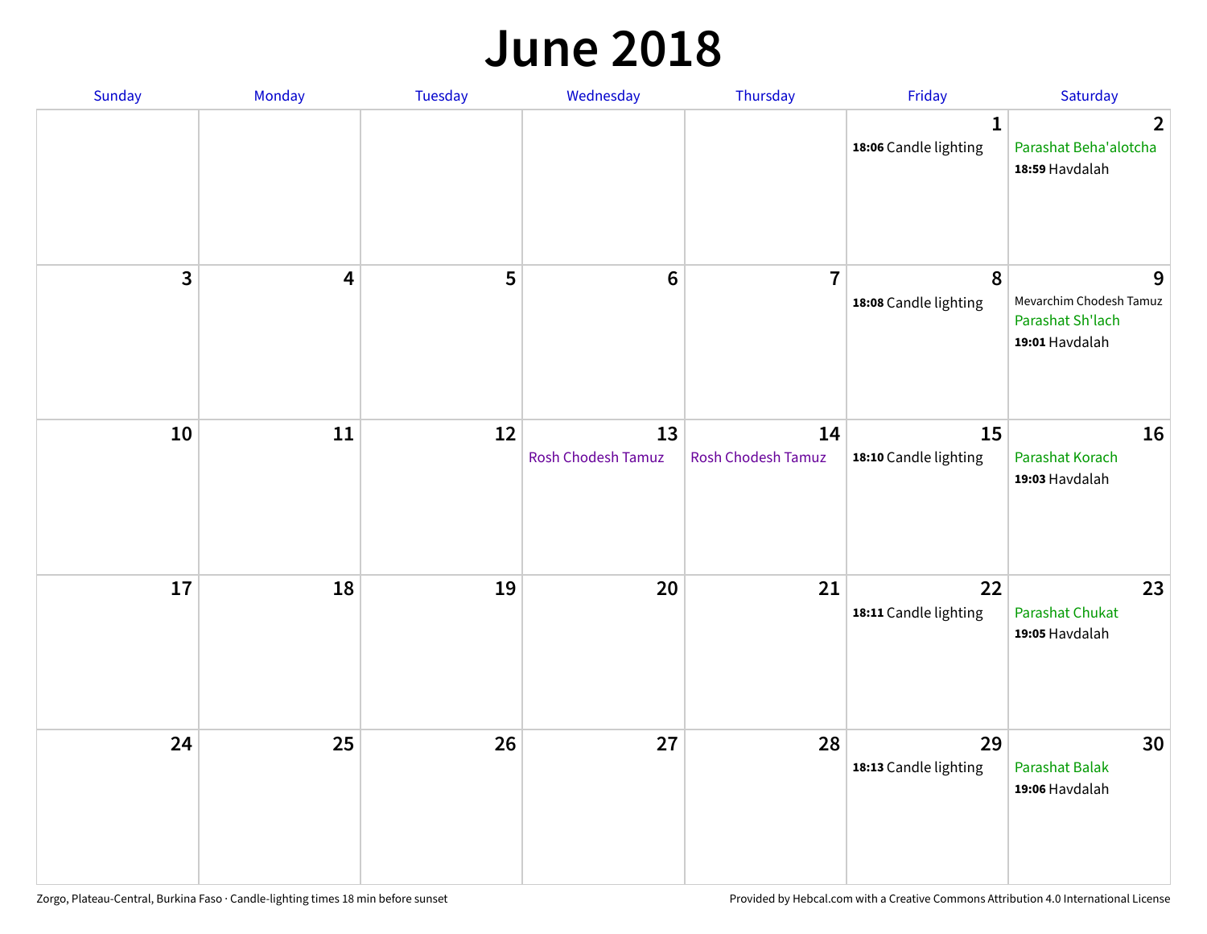# June 2018

| Sunday | Monday | Tuesday | Wednesday | Thursday | Friday | Saturday |
|---|---|---|---|---|---|---|
| | | | | | 1<br>**18:06** Candle lighting | 2<br>Parashat Beha'alotcha<br>**18:59** Havdalah |
| 3 | 4 | 5 | 6 | 7 | 8<br>**18:08** Candle lighting | 9<br>Mevarchim Chodesh Tamuz<br>Parashat Sh'lach<br>**19:01** Havdalah |
| 10 | 11 | 12 | 13<br>Rosh Chodesh Tamuz | 14<br>Rosh Chodesh Tamuz | 15<br>**18:10** Candle lighting | 16<br>Parashat Korach<br>**19:03** Havdalah |
| 17 | 18 | 19 | 20 | 21 | 22<br>**18:11** Candle lighting | 23<br>Parashat Chukat<br>**19:05** Havdalah |
| 24 | 25 | 26 | 27 | 28 | 29<br>**18:13** Candle lighting | 30<br>Parashat Balak<br>**19:06** Havdalah |

Zorgo, Plateau-Central, Burkina Faso · Candle-lighting times 18 min before sunset

Provided by Hebcal.com with a Creative Commons Attribution 4.0 International License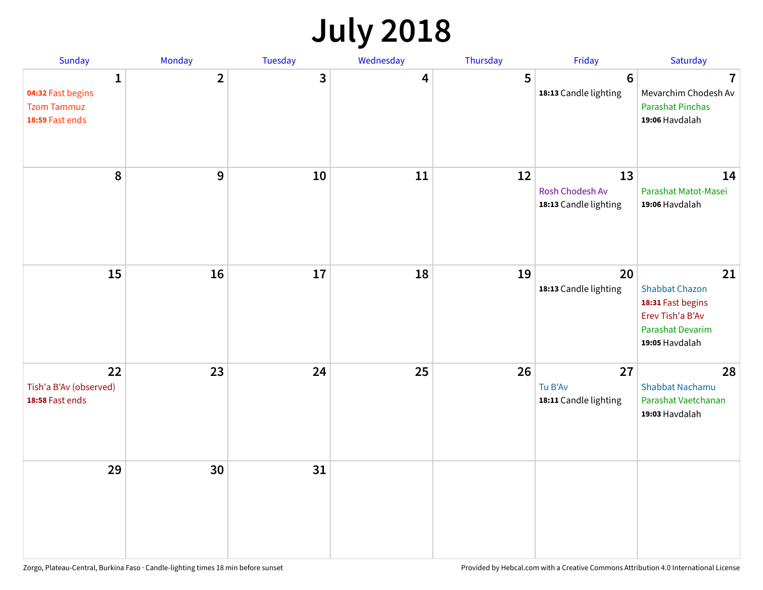# July 2018

| Sunday | Monday | Tuesday | Wednesday | Thursday | Friday | Saturday |
|---|---|---|---|---|---|---|
| **1**<br>**04:32** Fast begins<br>Tzom Tammuz<br>**18:59** Fast ends | **2** | **3** | **4** | **5** | **6**<br>**18:13** Candle lighting | **7**<br>Mevarchim Chodesh Av<br>Parashat Pinchas<br>**19:06** Havdalah |
| **8** | **9** | **10** | **11** | **12** | **13**<br>Rosh Chodesh Av<br>**18:13** Candle lighting | **14**<br>Parashat Matot-Masei<br>**19:06** Havdalah |
| **15** | **16** | **17** | **18** | **19** | **20**<br>**18:13** Candle lighting | **21**<br>Shabbat Chazon<br>**18:31** Fast begins<br>Erev Tish'a B'Av<br>Parashat Devarim<br>**19:05** Havdalah |
| **22**<br>Tish'a B'Av (observed)<br>**18:58** Fast ends | **23** | **24** | **25** | **26** | **27**<br>Tu B'Av<br>**18:11** Candle lighting | **28**<br>Shabbat Nachamu<br>Parashat Vaetchanan<br>**19:03** Havdalah |
| **29** | **30** | **31** | | | | |

Zorgo, Plateau-Central, Burkina Faso · Candle-lighting times 18 min before sunset

Provided by Hebcal.com with a Creative Commons Attribution 4.0 International License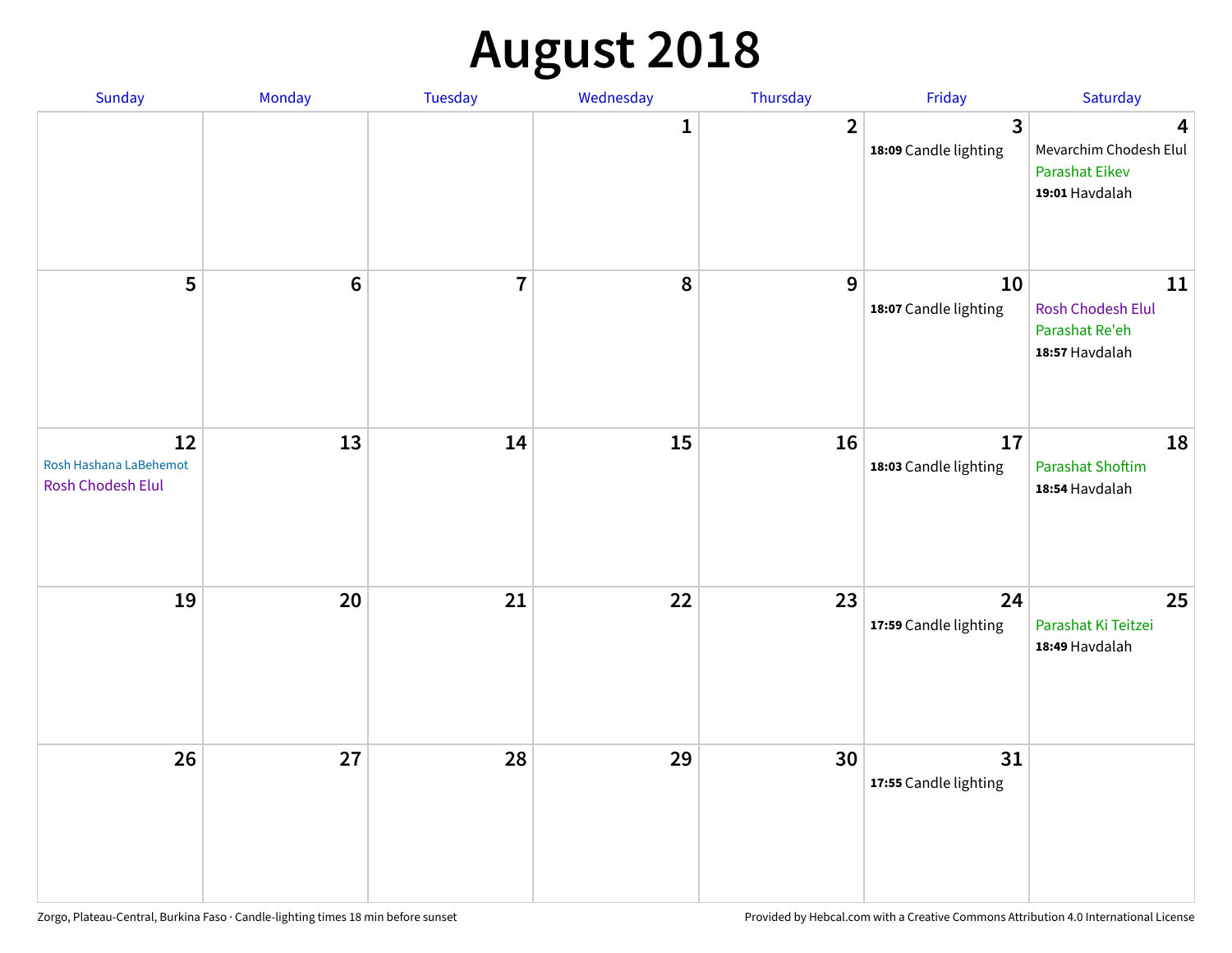# August 2018

| Sunday | Monday | Tuesday | Wednesday | Thursday | Friday | Saturday |
|---|---|---|---|---|---|---|
| | | | 1 | 2 | 3<br>**18:09** Candle lighting | 4<br>Mevarchim Chodesh Elul<br>Parashat Eikev<br>**19:01** Havdalah |
| 5 | 6 | 7 | 8 | 9 | 10<br>**18:07** Candle lighting | 11<br>Rosh Chodesh Elul<br>Parashat Re'eh<br>**18:57** Havdalah |
| 12<br>Rosh Hashana LaBehemot<br>Rosh Chodesh Elul | 13 | 14 | 15 | 16 | 17<br>**18:03** Candle lighting | 18<br>Parashat Shoftim<br>**18:54** Havdalah |
| 19 | 20 | 21 | 22 | 23 | 24<br>**17:59** Candle lighting | 25<br>Parashat Ki Teitzei<br>**18:49** Havdalah |
| 26 | 27 | 28 | 29 | 30 | 31<br>**17:55** Candle lighting | |

Zorgo, Plateau-Central, Burkina Faso · Candle-lighting times 18 min before sunset

Provided by Hebcal.com with a Creative Commons Attribution 4.0 International License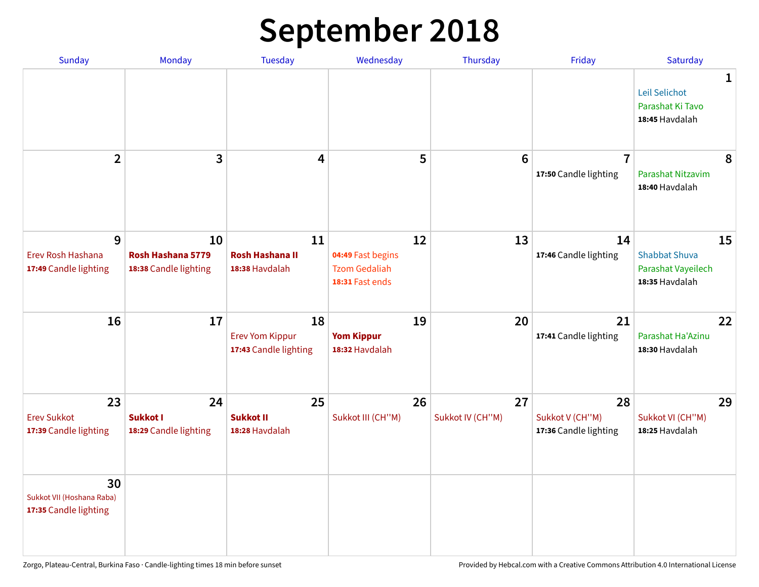# September 2018

| Sunday | Monday | Tuesday | Wednesday | Thursday | Friday | Saturday |
|---|---|---|---|---|---|---|
| | | | | | | **1** Leil Selichot Parashat Ki Tavo **18:45** Havdalah |
| **2** | **3** | **4** | **5** | **6** | **7** **17:50** Candle lighting | **8** Parashat Nitzavim **18:40** Havdalah |
| **9** Erev Rosh Hashana **17:49** Candle lighting | **10** **Rosh Hashana 5779** **18:38** Candle lighting | **11** **Rosh Hashana II** **18:38** Havdalah | **12** **04:49** Fast begins Tzom Gedaliah **18:31** Fast ends | **13** | **14** **17:46** Candle lighting | **15** Shabbat Shuva Parashat Vayeilech **18:35** Havdalah |
| **16** | **17** | **18** Erev Yom Kippur **17:43** Candle lighting | **19** **Yom Kippur** **18:32** Havdalah | **20** | **21** **17:41** Candle lighting | **22** Parashat Ha'Azinu **18:30** Havdalah |
| **23** Erev Sukkot **17:39** Candle lighting | **24** **Sukkot I** **18:29** Candle lighting | **25** **Sukkot II** **18:28** Havdalah | **26** Sukkot III (CH''M) | **27** Sukkot IV (CH''M) | **28** Sukkot V (CH''M) **17:36** Candle lighting | **29** Sukkot VI (CH''M) **18:25** Havdalah |
| **30** Sukkot VII (Hoshana Raba) **17:35** Candle lighting | | | | | | |

Zorgo, Plateau-Central, Burkina Faso · Candle-lighting times 18 min before sunset

Provided by Hebcal.com with a Creative Commons Attribution 4.0 International License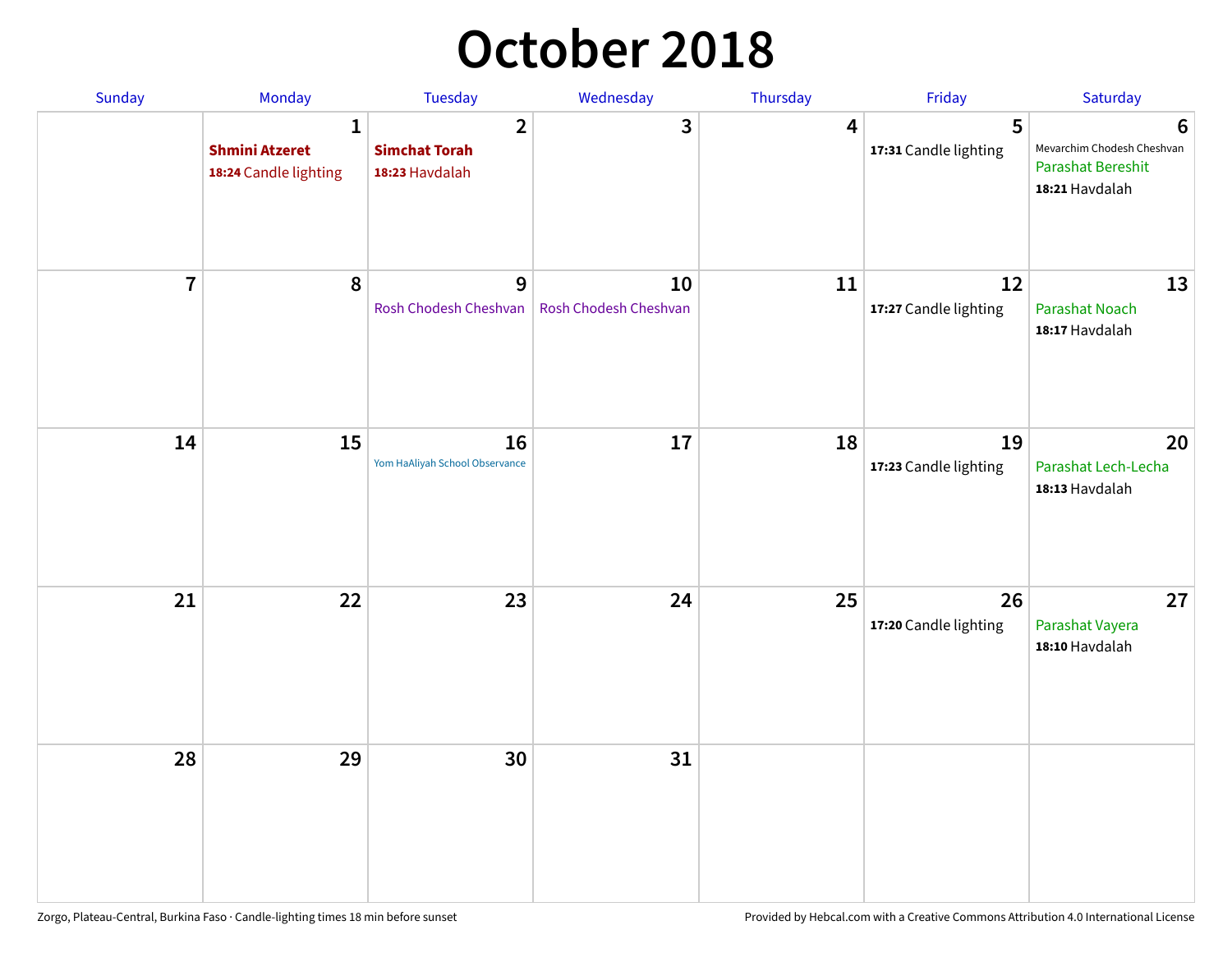# October 2018

| Sunday | Monday | Tuesday | Wednesday | Thursday | Friday | Saturday |
|---|---|---|---|---|---|---|
| | 1 **Shmini Atzeret** **18:24** Candle lighting | 2 **Simchat Torah** **18:23** Havdalah | 3 | 4 | 5 **17:31** Candle lighting | 6 Mevarchim Chodesh Cheshvan Parashat Bereshit **18:21** Havdalah |
| 7 | 8 | 9 Rosh Chodesh Cheshvan | 10 Rosh Chodesh Cheshvan | 11 | 12 **17:27** Candle lighting | 13 Parashat Noach **18:17** Havdalah |
| 14 | 15 | 16 Yom HaAliyah School Observance | 17 | 18 | 19 **17:23** Candle lighting | 20 Parashat Lech-Lecha **18:13** Havdalah |
| 21 | 22 | 23 | 24 | 25 | 26 **17:20** Candle lighting | 27 Parashat Vayera **18:10** Havdalah |
| 28 | 29 | 30 | 31 | | | |

Zorgo, Plateau-Central, Burkina Faso · Candle-lighting times 18 min before sunset

Provided by Hebcal.com with a Creative Commons Attribution 4.0 International License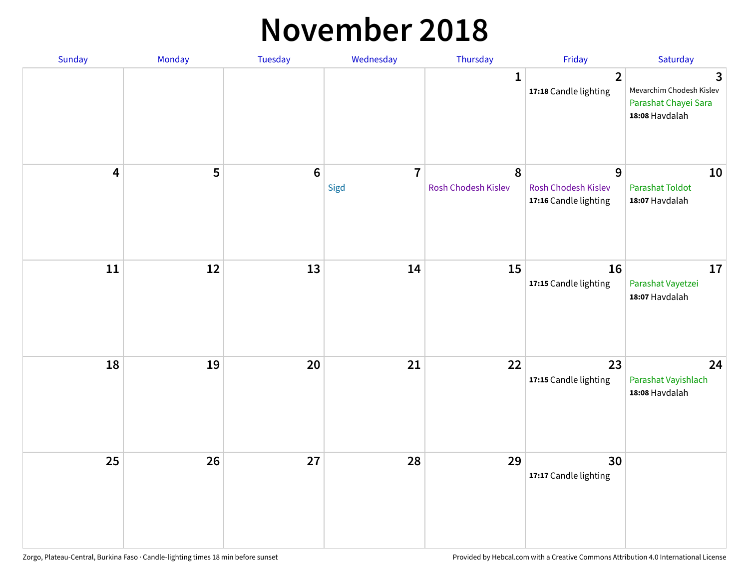# November 2018

| Sunday | Monday | Tuesday | Wednesday | Thursday | Friday | Saturday |
|---|---|---|---|---|---|---|
| | | | | 1 | 2<br>**17:18** Candle lighting | 3<br>Mevarchim Chodesh Kislev<br>Parashat Chayei Sara<br>**18:08** Havdalah |
| 4 | 5 | 6 | 7<br>Sigd | 8<br>Rosh Chodesh Kislev | 9<br>Rosh Chodesh Kislev<br>**17:16** Candle lighting | 10<br>Parashat Toldot<br>**18:07** Havdalah |
| 11 | 12 | 13 | 14 | 15 | 16<br>**17:15** Candle lighting | 17<br>Parashat Vayetzei<br>**18:07** Havdalah |
| 18 | 19 | 20 | 21 | 22 | 23<br>**17:15** Candle lighting | 24<br>Parashat Vayishlach<br>**18:08** Havdalah |
| 25 | 26 | 27 | 28 | 29 | 30<br>**17:17** Candle lighting | |

Zorgo, Plateau-Central, Burkina Faso · Candle-lighting times 18 min before sunset

Provided by Hebcal.com with a Creative Commons Attribution 4.0 International License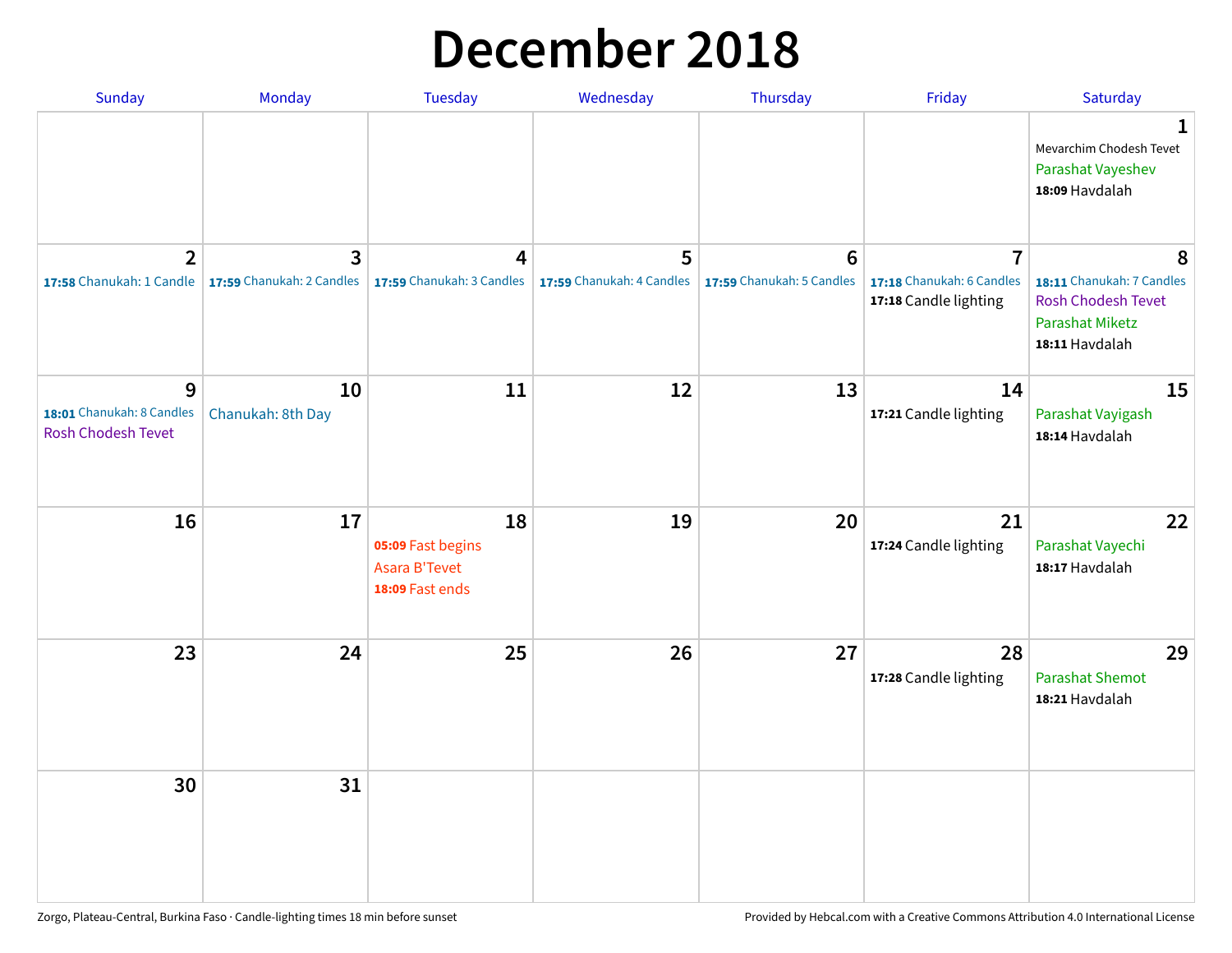# December 2018

| Sunday | Monday | Tuesday | Wednesday | Thursday | Friday | Saturday |
| --- | --- | --- | --- | --- | --- | --- |
| | | | | | | **1** Mevarchim Chodesh Tevet Parashat Vayeshev **18:09** Havdalah |
| **2** **17:58** Chanukah: 1 Candle | **3** **17:59** Chanukah: 2 Candles | **4** **17:59** Chanukah: 3 Candles | **5** **17:59** Chanukah: 4 Candles | **6** **17:59** Chanukah: 5 Candles | **7** **17:18** Chanukah: 6 Candles **17:18** Candle lighting | **8** **18:11** Chanukah: 7 Candles Rosh Chodesh Tevet Parashat Miketz **18:11** Havdalah |
| **9** **18:01** Chanukah: 8 Candles Rosh Chodesh Tevet | **10** Chanukah: 8th Day | **11** | **12** | **13** | **14** **17:21** Candle lighting | **15** Parashat Vayigash **18:14** Havdalah |
| **16** | **17** | **18** **05:09** Fast begins Asara B'Tevet **18:09** Fast ends | **19** | **20** | **21** **17:24** Candle lighting | **22** Parashat Vayechi **18:17** Havdalah |
| **23** | **24** | **25** | **26** | **27** | **28** **17:28** Candle lighting | **29** Parashat Shemot **18:21** Havdalah |
| **30** | **31** | | | | | |

Zorgo, Plateau-Central, Burkina Faso · Candle-lighting times 18 min before sunset

Provided by Hebcal.com with a Creative Commons Attribution 4.0 International License